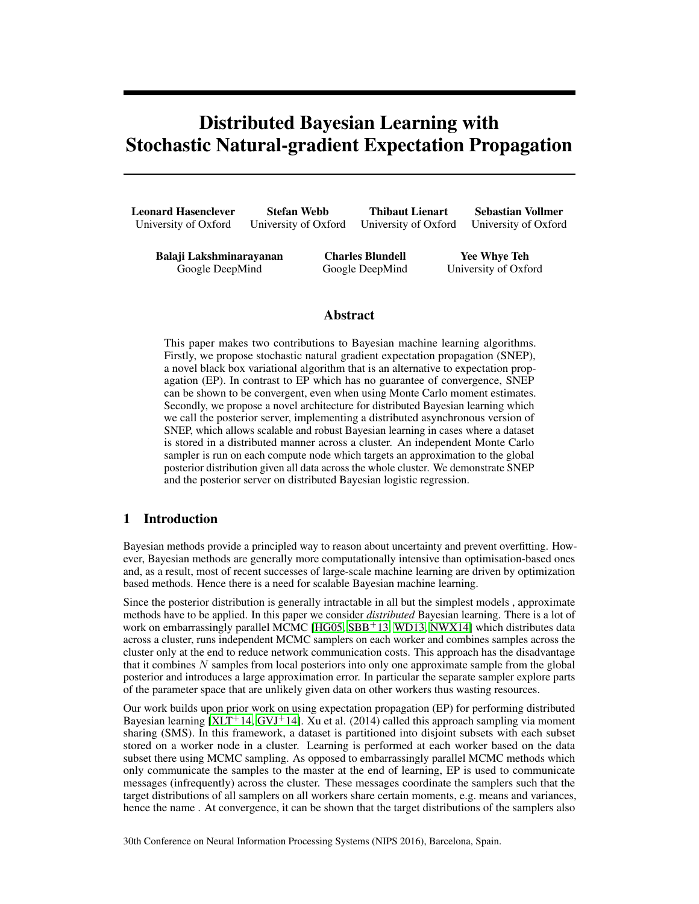# Distributed Bayesian Learning with Stochastic Natural-gradient Expectation Propagation

**Leonard Hasenclever**
University of Oxford

**Stefan Webb**
University of Oxford

**Thibaut Lienart**
University of Oxford

**Sebastian Vollmer**
University of Oxford

**Balaji Lakshminarayanan**
Google DeepMind

**Charles Blundell**
Google DeepMind

**Yee Whye Teh**
University of Oxford

## Abstract

This paper makes two contributions to Bayesian machine learning algorithms. Firstly, we propose stochastic natural gradient expectation propagation (SNEP), a novel black box variational algorithm that is an alternative to expectation propagation (EP). In contrast to EP which has no guarantee of convergence, SNEP can be shown to be convergent, even when using Monte Carlo moment estimates. Secondly, we propose a novel architecture for distributed Bayesian learning which we call the posterior server, implementing a distributed asynchronous version of SNEP, which allows scalable and robust Bayesian learning in cases where a dataset is stored in a distributed manner across a cluster. An independent Monte Carlo sampler is run on each compute node which targets an approximation to the global posterior distribution given all data across the whole cluster. We demonstrate SNEP and the posterior server on distributed Bayesian logistic regression.

## 1 Introduction

Bayesian methods provide a principled way to reason about uncertainty and prevent overfitting. However, Bayesian methods are generally more computationally intensive than optimisation-based ones and, as a result, most of recent successes of large-scale machine learning are driven by optimization based methods. Hence there is a need for scalable Bayesian machine learning.

Since the posterior distribution is generally intractable in all but the simplest models , approximate methods have to be applied. In this paper we consider *distributed* Bayesian learning. There is a lot of work on embarrassingly parallel MCMC [HG05, SBB+13, WD13, NWX14] which distributes data across a cluster, runs independent MCMC samplers on each worker and combines samples across the cluster only at the end to reduce network communication costs. This approach has the disadvantage that it combines $N$ samples from local posteriors into only one approximate sample from the global posterior and introduces a large approximation error. In particular the separate sampler explore parts of the parameter space that are unlikely given data on other workers thus wasting resources.

Our work builds upon prior work on using expectation propagation (EP) for performing distributed Bayesian learning [XLT+14, GVJ+14]. Xu et al. (2014) called this approach sampling via moment sharing (SMS). In this framework, a dataset is partitioned into disjoint subsets with each subset stored on a worker node in a cluster. Learning is performed at each worker based on the data subset there using MCMC sampling. As opposed to embarrassingly parallel MCMC methods which only communicate the samples to the master at the end of learning, EP is used to communicate messages (infrequently) across the cluster. These messages coordinate the samplers such that the target distributions of all samplers on all workers share certain moments, e.g. means and variances, hence the name . At convergence, it can be shown that the target distributions of the samplers also

30th Conference on Neural Information Processing Systems (NIPS 2016), Barcelona, Spain.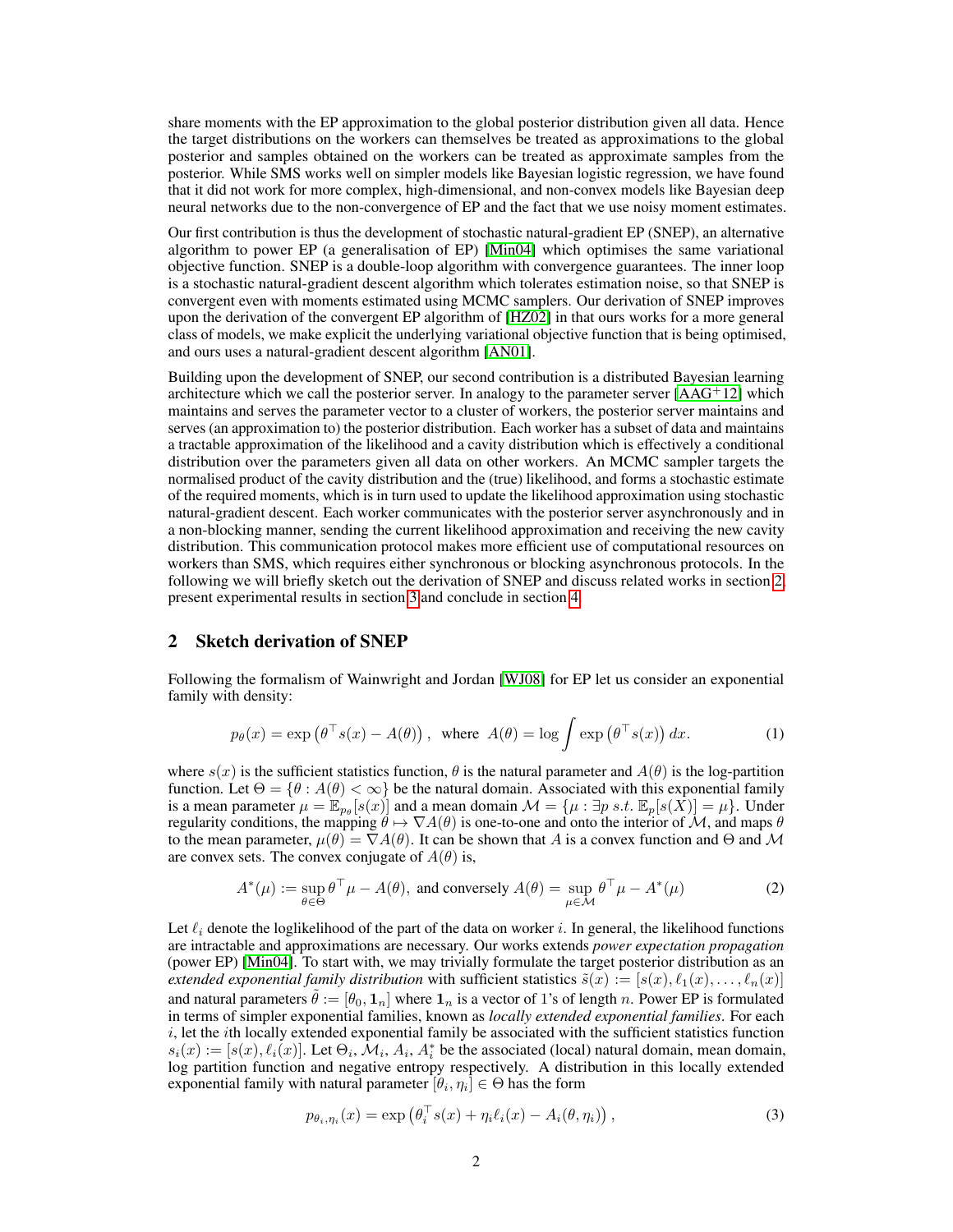share moments with the EP approximation to the global posterior distribution given all data. Hence the target distributions on the workers can themselves be treated as approximations to the global posterior and samples obtained on the workers can be treated as approximate samples from the posterior. While SMS works well on simpler models like Bayesian logistic regression, we have found that it did not work for more complex, high-dimensional, and non-convex models like Bayesian deep neural networks due to the non-convergence of EP and the fact that we use noisy moment estimates.

Our first contribution is thus the development of stochastic natural-gradient EP (SNEP), an alternative algorithm to power EP (a generalisation of EP) [Min04] which optimises the same variational objective function. SNEP is a double-loop algorithm with convergence guarantees. The inner loop is a stochastic natural-gradient descent algorithm which tolerates estimation noise, so that SNEP is convergent even with moments estimated using MCMC samplers. Our derivation of SNEP improves upon the derivation of the convergent EP algorithm of [HZ02] in that ours works for a more general class of models, we make explicit the underlying variational objective function that is being optimised, and ours uses a natural-gradient descent algorithm [AN01].

Building upon the development of SNEP, our second contribution is a distributed Bayesian learning architecture which we call the posterior server. In analogy to the parameter server [AAG+12] which maintains and serves the parameter vector to a cluster of workers, the posterior server maintains and serves (an approximation to) the posterior distribution. Each worker has a subset of data and maintains a tractable approximation of the likelihood and a cavity distribution which is effectively a conditional distribution over the parameters given all data on other workers. An MCMC sampler targets the normalised product of the cavity distribution and the (true) likelihood, and forms a stochastic estimate of the required moments, which is in turn used to update the likelihood approximation using stochastic natural-gradient descent. Each worker communicates with the posterior server asynchronously and in a non-blocking manner, sending the current likelihood approximation and receiving the new cavity distribution. This communication protocol makes more efficient use of computational resources on workers than SMS, which requires either synchronous or blocking asynchronous protocols. In the following we will briefly sketch out the derivation of SNEP and discuss related works in section 2, present experimental results in section 3 and conclude in section 4.

## 2 Sketch derivation of SNEP

Following the formalism of Wainwright and Jordan [WJ08] for EP let us consider an exponential family with density:

$$p_\theta(x) = \exp\left(\theta^\top s(x) - A(\theta)\right), \text{ where } A(\theta) = \log \int \exp\left(\theta^\top s(x)\right) dx. \tag{1}$$

where $s(x)$ is the sufficient statistics function, $\theta$ is the natural parameter and $A(\theta)$ is the log-partition function. Let $\Theta = \{\theta : A(\theta) < \infty\}$ be the natural domain. Associated with this exponential family is a mean parameter $\mu = \mathbb{E}_{p_\theta}[s(x)]$ and a mean domain $\mathcal{M} = \{\mu : \exists p \; s.t. \; \mathbb{E}_p[s(X)] = \mu\}$. Under regularity conditions, the mapping $\theta \mapsto \nabla A(\theta)$ is one-to-one and onto the interior of $\mathcal{M}$, and maps $\theta$ to the mean parameter, $\mu(\theta) = \nabla A(\theta)$. It can be shown that $A$ is a convex function and $\Theta$ and $\mathcal{M}$ are convex sets. The convex conjugate of $A(\theta)$ is,

$$A^*(\mu) := \sup_{\theta \in \Theta} \theta^\top \mu - A(\theta), \text{ and conversely } A(\theta) = \sup_{\mu \in \mathcal{M}} \theta^\top \mu - A^*(\mu) \tag{2}$$

Let $\ell_i$ denote the loglikelihood of the part of the data on worker $i$. In general, the likelihood functions are intractable and approximations are necessary. Our works extends *power expectation propagation* (power EP) [Min04]. To start with, we may trivially formulate the target posterior distribution as an *extended exponential family distribution* with sufficient statistics $\tilde{s}(x) := [s(x), \ell_1(x), \ldots, \ell_n(x)]$ and natural parameters $\tilde{\theta} := [\theta_0, \mathbf{1}_n]$ where $\mathbf{1}_n$ is a vector of 1's of length $n$. Power EP is formulated in terms of simpler exponential families, known as *locally extended exponential families*. For each $i$, let the $i$th locally extended exponential family be associated with the sufficient statistics function $s_i(x) := [s(x), \ell_i(x)]$. Let $\Theta_i, \mathcal{M}_i, A_i, A_i^*$ be the associated (local) natural domain, mean domain, log partition function and negative entropy respectively. A distribution in this locally extended exponential family with natural parameter $[\theta_i, \eta_i] \in \Theta$ has the form

$$p_{\theta_i,\eta_i}(x) = \exp\left(\theta_i^\top s(x) + \eta_i \ell_i(x) - A_i(\theta, \eta_i)\right), \tag{3}$$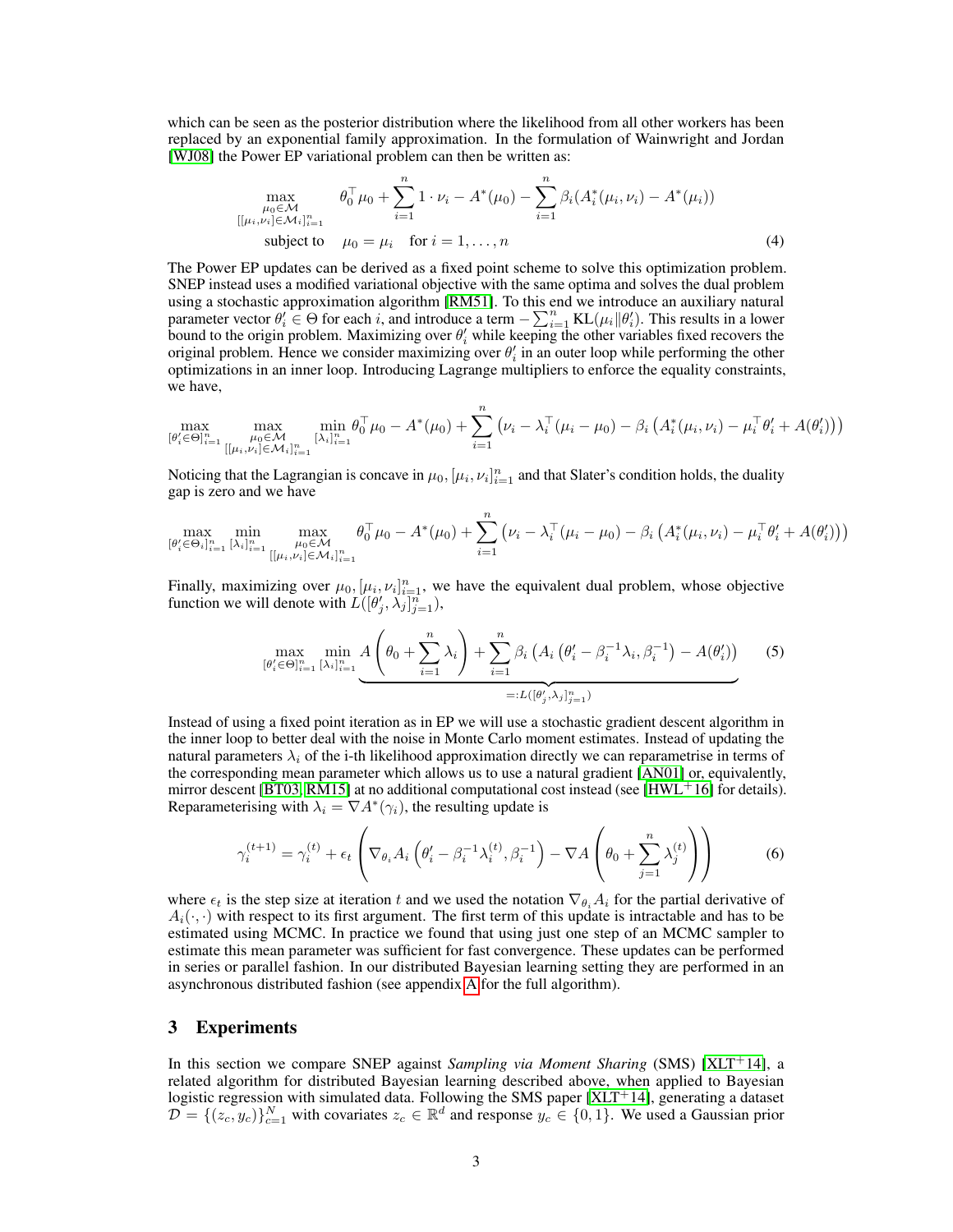which can be seen as the posterior distribution where the likelihood from all other workers has been replaced by an exponential family approximation. In the formulation of Wainwright and Jordan [WJ08] the Power EP variational problem can then be written as:

$$
\begin{aligned}
\max_{\substack{\mu_0 \in \mathcal{M} \\ [[\mu_i, \nu_i] \in \mathcal{M}_i]_{i=1}^n}} \quad & \theta_0^\top \mu_0 + \sum_{i=1}^n 1 \cdot \nu_i - A^*(\mu_0) - \sum_{i=1}^n \beta_i (A_i^*(\mu_i, \nu_i) - A^*(\mu_i)) \\
\text{subject to} \quad & \mu_0 = \mu_i \quad \text{for } i = 1, \ldots, n
\end{aligned} \tag{4}
$$

The Power EP updates can be derived as a fixed point scheme to solve this optimization problem. SNEP instead uses a modified variational objective with the same optima and solves the dual problem using a stochastic approximation algorithm [RM51]. To this end we introduce an auxiliary natural parameter vector $\theta_i' \in \Theta$ for each $i$, and introduce a term $-\sum_{i=1}^n \mathrm{KL}(\mu_i \| \theta_i')$. This results in a lower bound to the origin problem. Maximizing over $\theta_i'$ while keeping the other variables fixed recovers the original problem. Hence we consider maximizing over $\theta_i'$ in an outer loop while performing the other optimizations in an inner loop. Introducing Lagrange multipliers to enforce the equality constraints, we have,

$$
\max_{[\theta_i' \in \Theta]_{i=1}^n} \max_{\substack{\mu_0 \in \mathcal{M} \\ [[\mu_i, \nu_i] \in \mathcal{M}_i]_{i=1}^n}} \min_{[\lambda_i]_{i=1}^n} \theta_0^\top \mu_0 - A^*(\mu_0) + \sum_{i=1}^n \left( \nu_i - \lambda_i^\top (\mu_i - \mu_0) - \beta_i \left( A_i^*(\mu_i, \nu_i) - \mu_i^\top \theta_i' + A(\theta_i') \right) \right)
$$

Noticing that the Lagrangian is concave in $\mu_0, [\mu_i, \nu_i]_{i=1}^n$ and that Slater's condition holds, the duality gap is zero and we have

$$
\max_{[\theta_i' \in \Theta_i]_{i=1}^n} \min_{[\lambda_i]_{i=1}^n} \max_{\substack{\mu_0 \in \mathcal{M} \\ [[\mu_i, \nu_i] \in \mathcal{M}_i]_{i=1}^n}} \theta_0^\top \mu_0 - A^*(\mu_0) + \sum_{i=1}^n \left( \nu_i - \lambda_i^\top (\mu_i - \mu_0) - \beta_i \left( A_i^*(\mu_i, \nu_i) - \mu_i^\top \theta_i' + A(\theta_i') \right) \right)
$$

Finally, maximizing over $\mu_0, [\mu_i, \nu_i]_{i=1}^n$, we have the equivalent dual problem, whose objective function we will denote with $L([\theta_j', \lambda_j]_{j=1}^n)$,

$$
\max_{[\theta_i' \in \Theta]_{i=1}^n} \min_{[\lambda_i]_{i=1}^n} \underbrace{A\left(\theta_0 + \sum_{i=1}^n \lambda_i\right) + \sum_{i=1}^n \beta_i \left( A_i\left(\theta_i' - \beta_i^{-1} \lambda_i, \beta_i^{-1}\right) - A(\theta_i') \right)}_{=: L([\theta_j', \lambda_j]_{j=1}^n)} \tag{5}
$$

Instead of using a fixed point iteration as in EP we will use a stochastic gradient descent algorithm in the inner loop to better deal with the noise in Monte Carlo moment estimates. Instead of updating the natural parameters $\lambda_i$ of the i-th likelihood approximation directly we can reparametrise in terms of the corresponding mean parameter which allows us to use a natural gradient [AN01] or, equivalently, mirror descent [BT03, RM15] at no additional computational cost instead (see [HWL+16] for details). Reparameterising with $\lambda_i = \nabla A^*(\gamma_i)$, the resulting update is

$$
\gamma_i^{(t+1)} = \gamma_i^{(t)} + \epsilon_t \left( \nabla_{\theta_i} A_i \left( \theta_i' - \beta_i^{-1} \lambda_i^{(t)}, \beta_i^{-1} \right) - \nabla A \left( \theta_0 + \sum_{j=1}^n \lambda_j^{(t)} \right) \right) \tag{6}
$$

where $\epsilon_t$ is the step size at iteration $t$ and we used the notation $\nabla_{\theta_i} A_i$ for the partial derivative of $A_i(\cdot, \cdot)$ with respect to its first argument. The first term of this update is intractable and has to be estimated using MCMC. In practice we found that using just one step of an MCMC sampler to estimate this mean parameter was sufficient for fast convergence. These updates can be performed in series or parallel fashion. In our distributed Bayesian learning setting they are performed in an asynchronous distributed fashion (see appendix A for the full algorithm).

## 3 Experiments

In this section we compare SNEP against *Sampling via Moment Sharing* (SMS) [XLT+14], a related algorithm for distributed Bayesian learning described above, when applied to Bayesian logistic regression with simulated data. Following the SMS paper [XLT+14], generating a dataset $\mathcal{D} = \{(z_c, y_c)\}_{c=1}^N$ with covariates $z_c \in \mathbb{R}^d$ and response $y_c \in \{0, 1\}$. We used a Gaussian prior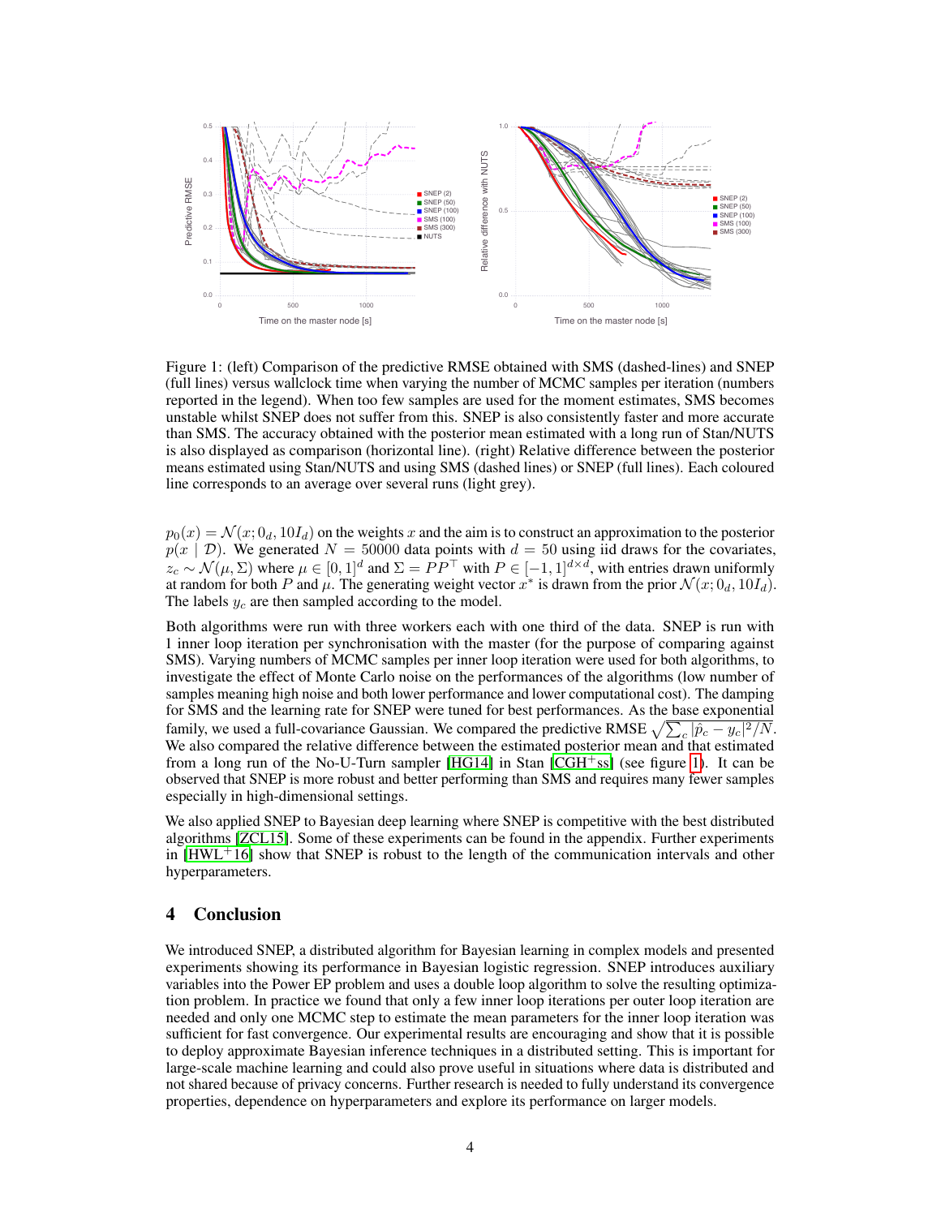Predictive RMSE

0.5

0.4

0.3

0.2

0.1

0.0

0

500

1000

Time on the master node [s]

SNEP (2)
SNEP (50)
SNEP (100)
SMS (100)
SMS (300)
NUTS

Relative difference with NUTS

1.0

0.5

0.0

0

500

1000

Time on the master node [s]

SNEP (2)
SNEP (50)
SNEP (100)
SMS (100)
SMS (300)

Figure 1: (left) Comparison of the predictive RMSE obtained with SMS (dashed-lines) and SNEP (full lines) versus wallclock time when varying the number of MCMC samples per iteration (numbers reported in the legend). When too few samples are used for the moment estimates, SMS becomes unstable whilst SNEP does not suffer from this. SNEP is also consistently faster and more accurate than SMS. The accuracy obtained with the posterior mean estimated with a long run of Stan/NUTS is also displayed as comparison (horizontal line). (right) Relative difference between the posterior means estimated using Stan/NUTS and using SMS (dashed lines) or SNEP (full lines). Each coloured line corresponds to an average over several runs (light grey).

$p_0(x) = \mathcal{N}(x; 0_d, 10I_d)$ on the weights $x$ and the aim is to construct an approximation to the posterior $p(x \mid \mathcal{D})$. We generated $N = 50000$ data points with $d = 50$ using iid draws for the covariates, $z_c \sim \mathcal{N}(\mu, \Sigma)$ where $\mu \in [0, 1]^d$ and $\Sigma = PP^\top$ with $P \in [-1, 1]^{d \times d}$, with entries drawn uniformly at random for both $P$ and $\mu$. The generating weight vector $x^*$ is drawn from the prior $\mathcal{N}(x; 0_d, 10I_d)$. The labels $y_c$ are then sampled according to the model.

Both algorithms were run with three workers each with one third of the data. SNEP is run with 1 inner loop iteration per synchronisation with the master (for the purpose of comparing against SMS). Varying numbers of MCMC samples per inner loop iteration were used for both algorithms, to investigate the effect of Monte Carlo noise on the performances of the algorithms (low number of samples meaning high noise and both lower performance and lower computational cost). The damping for SMS and the learning rate for SNEP were tuned for best performances. As the base exponential family, we used a full-covariance Gaussian. We compared the predictive RMSE $\sqrt{\sum_c |\hat{p}_c - y_c|^2 / N}$. We also compared the relative difference between the estimated posterior mean and that estimated from a long run of the No-U-Turn sampler [HG14] in Stan [CGH+ss] (see figure 1). It can be observed that SNEP is more robust and better performing than SMS and requires many fewer samples especially in high-dimensional settings.

We also applied SNEP to Bayesian deep learning where SNEP is competitive with the best distributed algorithms [ZCL15]. Some of these experiments can be found in the appendix. Further experiments in [HWL+16] show that SNEP is robust to the length of the communication intervals and other hyperparameters.

## 4 Conclusion

We introduced SNEP, a distributed algorithm for Bayesian learning in complex models and presented experiments showing its performance in Bayesian logistic regression. SNEP introduces auxiliary variables into the Power EP problem and uses a double loop algorithm to solve the resulting optimization problem. In practice we found that only a few inner loop iterations per outer loop iteration are needed and only one MCMC step to estimate the mean parameters for the inner loop iteration was sufficient for fast convergence. Our experimental results are encouraging and show that it is possible to deploy approximate Bayesian inference techniques in a distributed setting. This is important for large-scale machine learning and could also prove useful in situations where data is distributed and not shared because of privacy concerns. Further research is needed to fully understand its convergence properties, dependence on hyperparameters and explore its performance on larger models.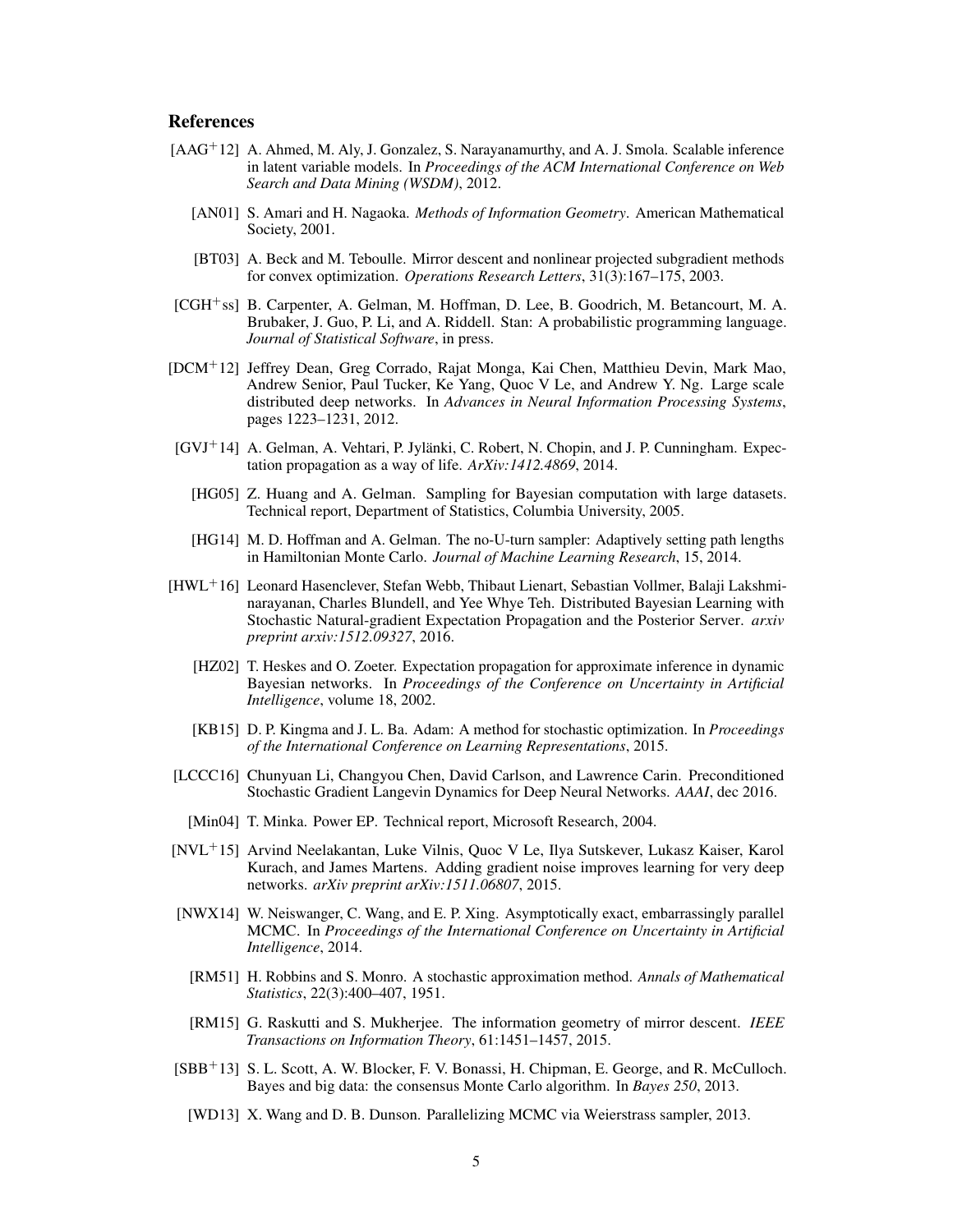## References

[AAG$^{+}$12] A. Ahmed, M. Aly, J. Gonzalez, S. Narayanamurthy, and A. J. Smola. Scalable inference in latent variable models. In *Proceedings of the ACM International Conference on Web Search and Data Mining (WSDM)*, 2012.

[AN01] S. Amari and H. Nagaoka. *Methods of Information Geometry*. American Mathematical Society, 2001.

[BT03] A. Beck and M. Teboulle. Mirror descent and nonlinear projected subgradient methods for convex optimization. *Operations Research Letters*, 31(3):167–175, 2003.

[CGH$^{+}$ss] B. Carpenter, A. Gelman, M. Hoffman, D. Lee, B. Goodrich, M. Betancourt, M. A. Brubaker, J. Guo, P. Li, and A. Riddell. Stan: A probabilistic programming language. *Journal of Statistical Software*, in press.

[DCM$^{+}$12] Jeffrey Dean, Greg Corrado, Rajat Monga, Kai Chen, Matthieu Devin, Mark Mao, Andrew Senior, Paul Tucker, Ke Yang, Quoc V Le, and Andrew Y. Ng. Large scale distributed deep networks. In *Advances in Neural Information Processing Systems*, pages 1223–1231, 2012.

[GVJ$^{+}$14] A. Gelman, A. Vehtari, P. Jylänki, C. Robert, N. Chopin, and J. P. Cunningham. Expectation propagation as a way of life. *ArXiv:1412.4869*, 2014.

[HG05] Z. Huang and A. Gelman. Sampling for Bayesian computation with large datasets. Technical report, Department of Statistics, Columbia University, 2005.

[HG14] M. D. Hoffman and A. Gelman. The no-U-turn sampler: Adaptively setting path lengths in Hamiltonian Monte Carlo. *Journal of Machine Learning Research*, 15, 2014.

[HWL$^{+}$16] Leonard Hasenclever, Stefan Webb, Thibaut Lienart, Sebastian Vollmer, Balaji Lakshminarayanan, Charles Blundell, and Yee Whye Teh. Distributed Bayesian Learning with Stochastic Natural-gradient Expectation Propagation and the Posterior Server. *arxiv preprint arxiv:1512.09327*, 2016.

[HZ02] T. Heskes and O. Zoeter. Expectation propagation for approximate inference in dynamic Bayesian networks. In *Proceedings of the Conference on Uncertainty in Artificial Intelligence*, volume 18, 2002.

[KB15] D. P. Kingma and J. L. Ba. Adam: A method for stochastic optimization. In *Proceedings of the International Conference on Learning Representations*, 2015.

[LCCC16] Chunyuan Li, Changyou Chen, David Carlson, and Lawrence Carin. Preconditioned Stochastic Gradient Langevin Dynamics for Deep Neural Networks. *AAAI*, dec 2016.

[Min04] T. Minka. Power EP. Technical report, Microsoft Research, 2004.

[NVL$^{+}$15] Arvind Neelakantan, Luke Vilnis, Quoc V Le, Ilya Sutskever, Lukasz Kaiser, Karol Kurach, and James Martens. Adding gradient noise improves learning for very deep networks. *arXiv preprint arXiv:1511.06807*, 2015.

[NWX14] W. Neiswanger, C. Wang, and E. P. Xing. Asymptotically exact, embarrassingly parallel MCMC. In *Proceedings of the International Conference on Uncertainty in Artificial Intelligence*, 2014.

[RM51] H. Robbins and S. Monro. A stochastic approximation method. *Annals of Mathematical Statistics*, 22(3):400–407, 1951.

[RM15] G. Raskutti and S. Mukherjee. The information geometry of mirror descent. *IEEE Transactions on Information Theory*, 61:1451–1457, 2015.

[SBB$^{+}$13] S. L. Scott, A. W. Blocker, F. V. Bonassi, H. Chipman, E. George, and R. McCulloch. Bayes and big data: the consensus Monte Carlo algorithm. In *Bayes 250*, 2013.

[WD13] X. Wang and D. B. Dunson. Parallelizing MCMC via Weierstrass sampler, 2013.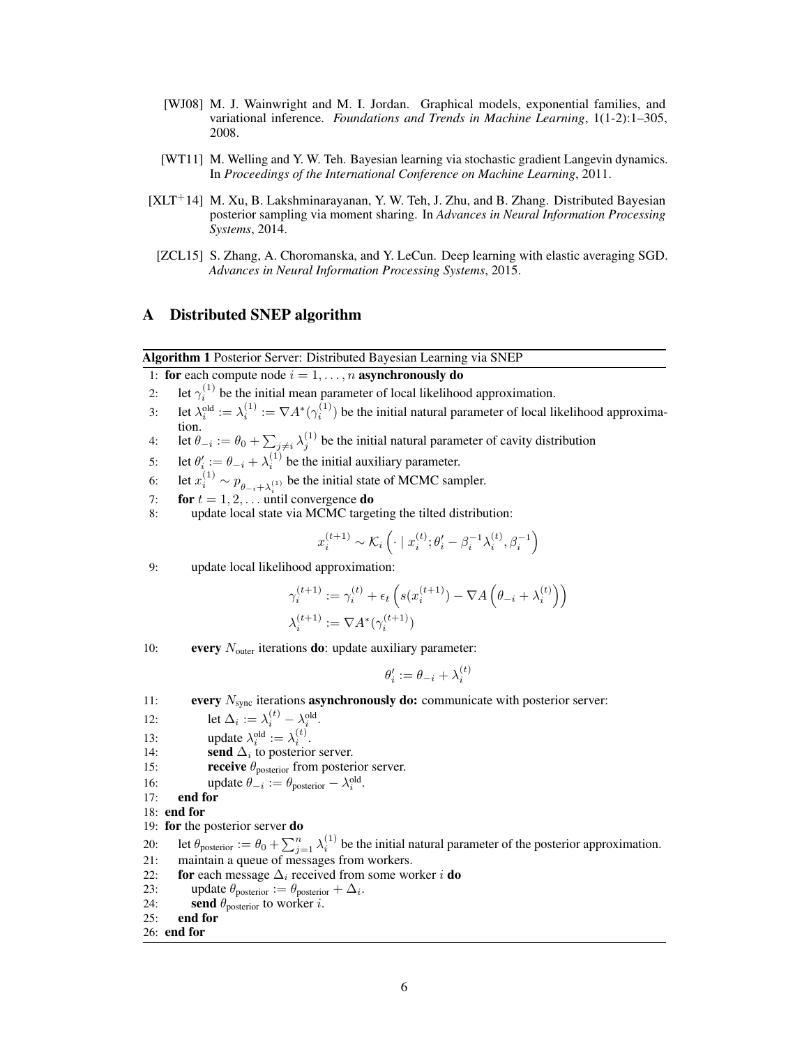[WJ08] M. J. Wainwright and M. I. Jordan. Graphical models, exponential families, and variational inference. *Foundations and Trends in Machine Learning*, 1(1-2):1–305, 2008.

[WT11] M. Welling and Y. W. Teh. Bayesian learning via stochastic gradient Langevin dynamics. In *Proceedings of the International Conference on Machine Learning*, 2011.

[XLT+14] M. Xu, B. Lakshminarayanan, Y. W. Teh, J. Zhu, and B. Zhang. Distributed Bayesian posterior sampling via moment sharing. In *Advances in Neural Information Processing Systems*, 2014.

[ZCL15] S. Zhang, A. Choromanska, and Y. LeCun. Deep learning with elastic averaging SGD. *Advances in Neural Information Processing Systems*, 2015.

# A Distributed SNEP algorithm

**Algorithm 1** Posterior Server: Distributed Bayesian Learning via SNEP

1: **for** each compute node $i = 1, \ldots, n$ **asynchronously do**
2: let $\gamma_i^{(1)}$ be the initial mean parameter of local likelihood approximation.
3: let $\lambda_i^{\text{old}} := \lambda_i^{(1)} := \nabla A^*(\gamma_i^{(1)})$ be the initial natural parameter of local likelihood approximation.
4: let $\theta_{-i} := \theta_0 + \sum_{j \neq i} \lambda_j^{(1)}$ be the initial natural parameter of cavity distribution
5: let $\theta'_i := \theta_{-i} + \lambda_i^{(1)}$ be the initial auxiliary parameter.
6: let $x_i^{(1)} \sim p_{\theta_{-i}+\lambda_i^{(1)}}$ be the initial state of MCMC sampler.
7: **for** $t = 1, 2, \ldots$ until convergence **do**
8: update local state via MCMC targeting the tilted distribution:

$$x_i^{(t+1)} \sim \mathcal{K}_i\left(\cdot \mid x_i^{(t)}; \theta'_i - \beta_i^{-1}\lambda_i^{(t)}, \beta_i^{-1}\right)$$

9: update local likelihood approximation:

$$\gamma_i^{(t+1)} := \gamma_i^{(t)} + \epsilon_t \left( s(x_i^{(t+1)}) - \nabla A\left(\theta_{-i} + \lambda_i^{(t)}\right)\right)$$
$$\lambda_i^{(t+1)} := \nabla A^*(\gamma_i^{(t+1)})$$

10: **every** $N_{\text{outer}}$ iterations **do**: update auxiliary parameter:

$$\theta'_i := \theta_{-i} + \lambda_i^{(t)}$$

11: **every** $N_{\text{sync}}$ iterations **asynchronously do:** communicate with posterior server:
12: let $\Delta_i := \lambda_i^{(t)} - \lambda_i^{\text{old}}$.
13: update $\lambda_i^{\text{old}} := \lambda_i^{(t)}$.
14: **send** $\Delta_i$ to posterior server.
15: **receive** $\theta_{\text{posterior}}$ from posterior server.
16: update $\theta_{-i} := \theta_{\text{posterior}} - \lambda_i^{\text{old}}$.
17: **end for**
18: **end for**
19: **for** the posterior server **do**
20: let $\theta_{\text{posterior}} := \theta_0 + \sum_{j=1}^n \lambda_i^{(1)}$ be the initial natural parameter of the posterior approximation.
21: maintain a queue of messages from workers.
22: **for** each message $\Delta_i$ received from some worker $i$ **do**
23: update $\theta_{\text{posterior}} := \theta_{\text{posterior}} + \Delta_i$.
24: **send** $\theta_{\text{posterior}}$ to worker $i$.
25: **end for**
26: **end for**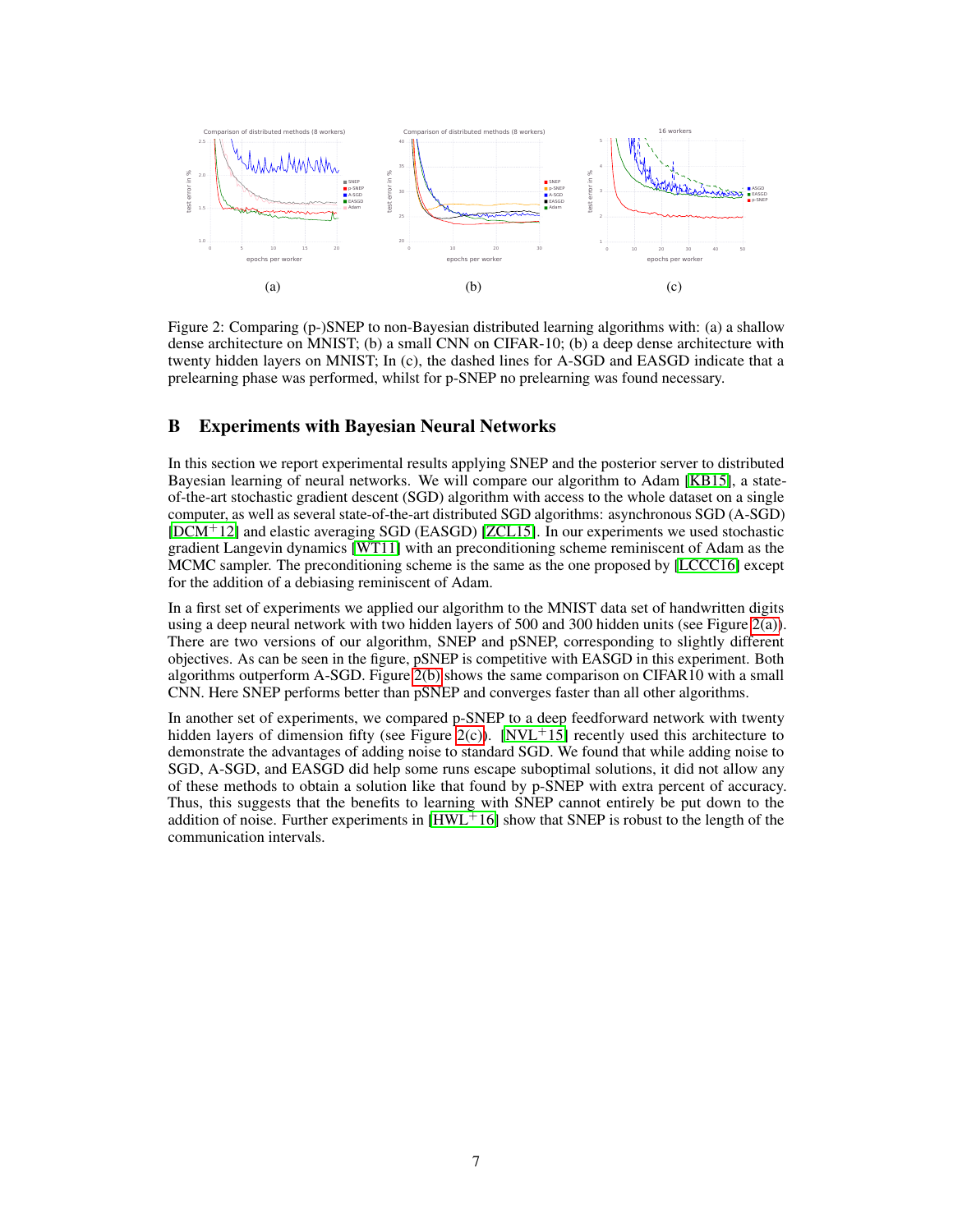Comparison of distributed methods (8 workers)

test error in %

epochs per worker

SNEP
p-SNEP
A-SGD
EASGD
Adam

Comparison of distributed methods (8 workers)

test error in %

epochs per worker

SNEP
p-SNEP
A-SGD
EASGD
Adam

16 workers

test error in %

epochs per worker

ASGD
EASGD
p-SNEP

(a) (b) (c)

Figure 2: Comparing (p-)SNEP to non-Bayesian distributed learning algorithms with: (a) a shallow dense architecture on MNIST; (b) a small CNN on CIFAR-10; (b) a deep dense architecture with twenty hidden layers on MNIST; In (c), the dashed lines for A-SGD and EASGD indicate that a prelearning phase was performed, whilst for p-SNEP no prelearning was found necessary.

# B Experiments with Bayesian Neural Networks

In this section we report experimental results applying SNEP and the posterior server to distributed Bayesian learning of neural networks. We will compare our algorithm to Adam [KB15], a state-of-the-art stochastic gradient descent (SGD) algorithm with access to the whole dataset on a single computer, as well as several state-of-the-art distributed SGD algorithms: asynchronous SGD (A-SGD) [DCM+12] and elastic averaging SGD (EASGD) [ZCL15]. In our experiments we used stochastic gradient Langevin dynamics [WT11] with an preconditioning scheme reminiscent of Adam as the MCMC sampler. The preconditioning scheme is the same as the one proposed by [LCCC16] except for the addition of a debiasing reminiscent of Adam.

In a first set of experiments we applied our algorithm to the MNIST data set of handwritten digits using a deep neural network with two hidden layers of 500 and 300 hidden units (see Figure 2(a)). There are two versions of our algorithm, SNEP and pSNEP, corresponding to slightly different objectives. As can be seen in the figure, pSNEP is competitive with EASGD in this experiment. Both algorithms outperform A-SGD. Figure 2(b) shows the same comparison on CIFAR10 with a small CNN. Here SNEP performs better than pSNEP and converges faster than all other algorithms.

In another set of experiments, we compared p-SNEP to a deep feedforward network with twenty hidden layers of dimension fifty (see Figure 2(c)). [NVL+15] recently used this architecture to demonstrate the advantages of adding noise to standard SGD. We found that while adding noise to SGD, A-SGD, and EASGD did help some runs escape suboptimal solutions, it did not allow any of these methods to obtain a solution like that found by p-SNEP with extra percent of accuracy. Thus, this suggests that the benefits to learning with SNEP cannot entirely be put down to the addition of noise. Further experiments in [HWL+16] show that SNEP is robust to the length of the communication intervals.